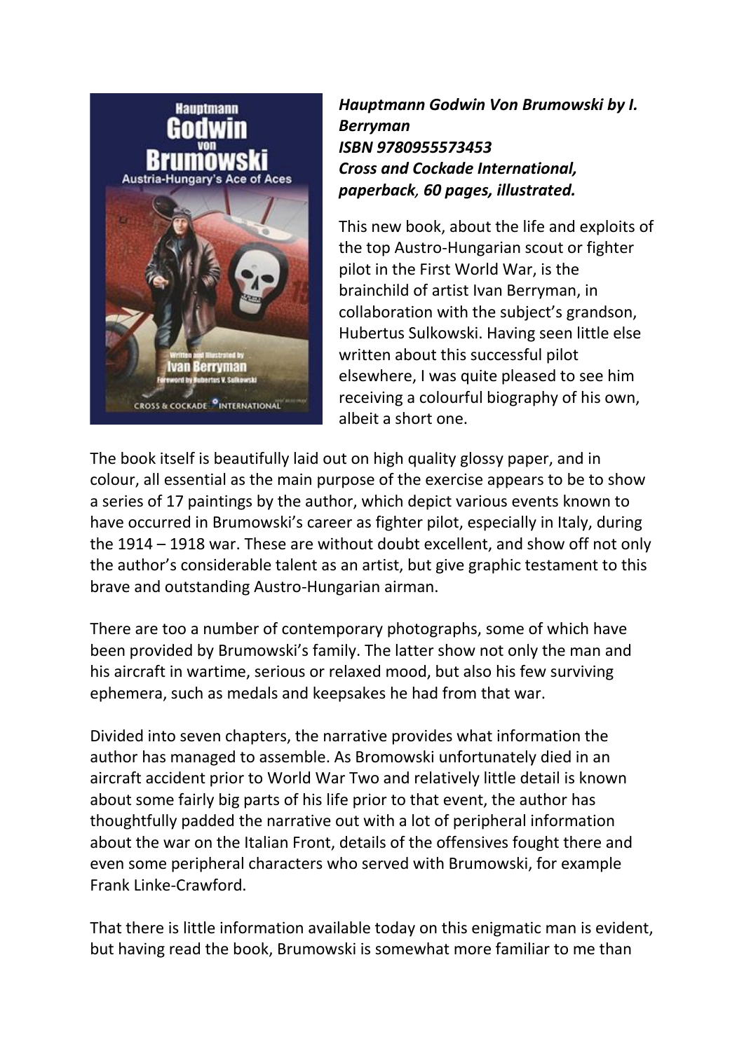***Hauptmann Godwin Von Brumowski by I. Berryman***
***ISBN 9780955573453***
***Cross and Cockade International, paperback, 60 pages, illustrated.***

This new book, about the life and exploits of the top Austro-Hungarian scout or fighter pilot in the First World War, is the brainchild of artist Ivan Berryman, in collaboration with the subject's grandson, Hubertus Sulkowski. Having seen little else written about this successful pilot elsewhere, I was quite pleased to see him receiving a colourful biography of his own, albeit a short one.

The book itself is beautifully laid out on high quality glossy paper, and in colour, all essential as the main purpose of the exercise appears to be to show a series of 17 paintings by the author, which depict various events known to have occurred in Brumowski's career as fighter pilot, especially in Italy, during the 1914 – 1918 war. These are without doubt excellent, and show off not only the author's considerable talent as an artist, but give graphic testament to this brave and outstanding Austro-Hungarian airman.

There are too a number of contemporary photographs, some of which have been provided by Brumowski's family. The latter show not only the man and his aircraft in wartime, serious or relaxed mood, but also his few surviving ephemera, such as medals and keepsakes he had from that war.

Divided into seven chapters, the narrative provides what information the author has managed to assemble. As Bromowski unfortunately died in an aircraft accident prior to World War Two and relatively little detail is known about some fairly big parts of his life prior to that event, the author has thoughtfully padded the narrative out with a lot of peripheral information about the war on the Italian Front, details of the offensives fought there and even some peripheral characters who served with Brumowski, for example Frank Linke-Crawford.

That there is little information available today on this enigmatic man is evident, but having read the book, Brumowski is somewhat more familiar to me than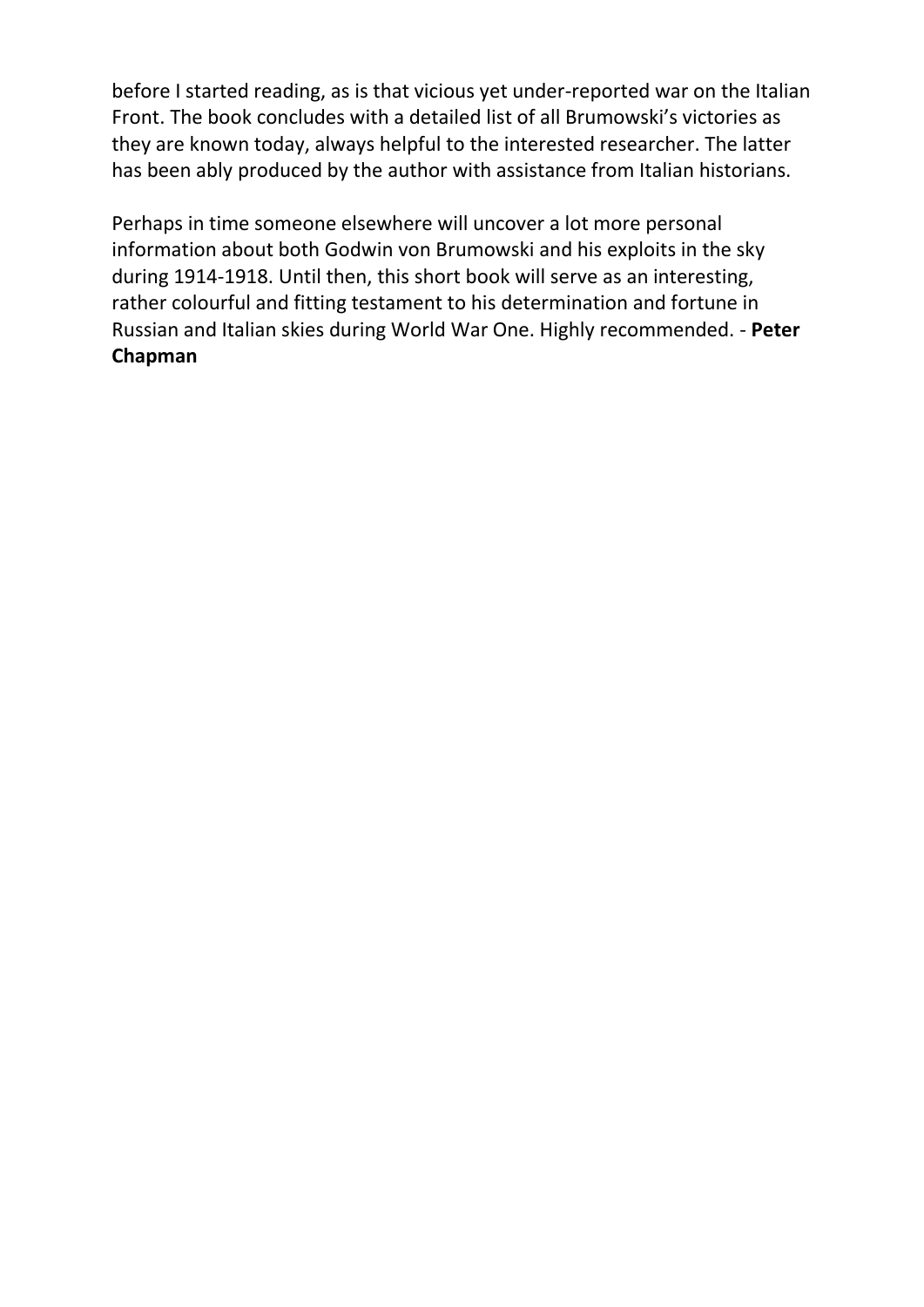before I started reading, as is that vicious yet under-reported war on the Italian Front. The book concludes with a detailed list of all Brumowski's victories as they are known today, always helpful to the interested researcher. The latter has been ably produced by the author with assistance from Italian historians.

Perhaps in time someone elsewhere will uncover a lot more personal information about both Godwin von Brumowski and his exploits in the sky during 1914-1918. Until then, this short book will serve as an interesting, rather colourful and fitting testament to his determination and fortune in Russian and Italian skies during World War One. Highly recommended. - **Peter Chapman**